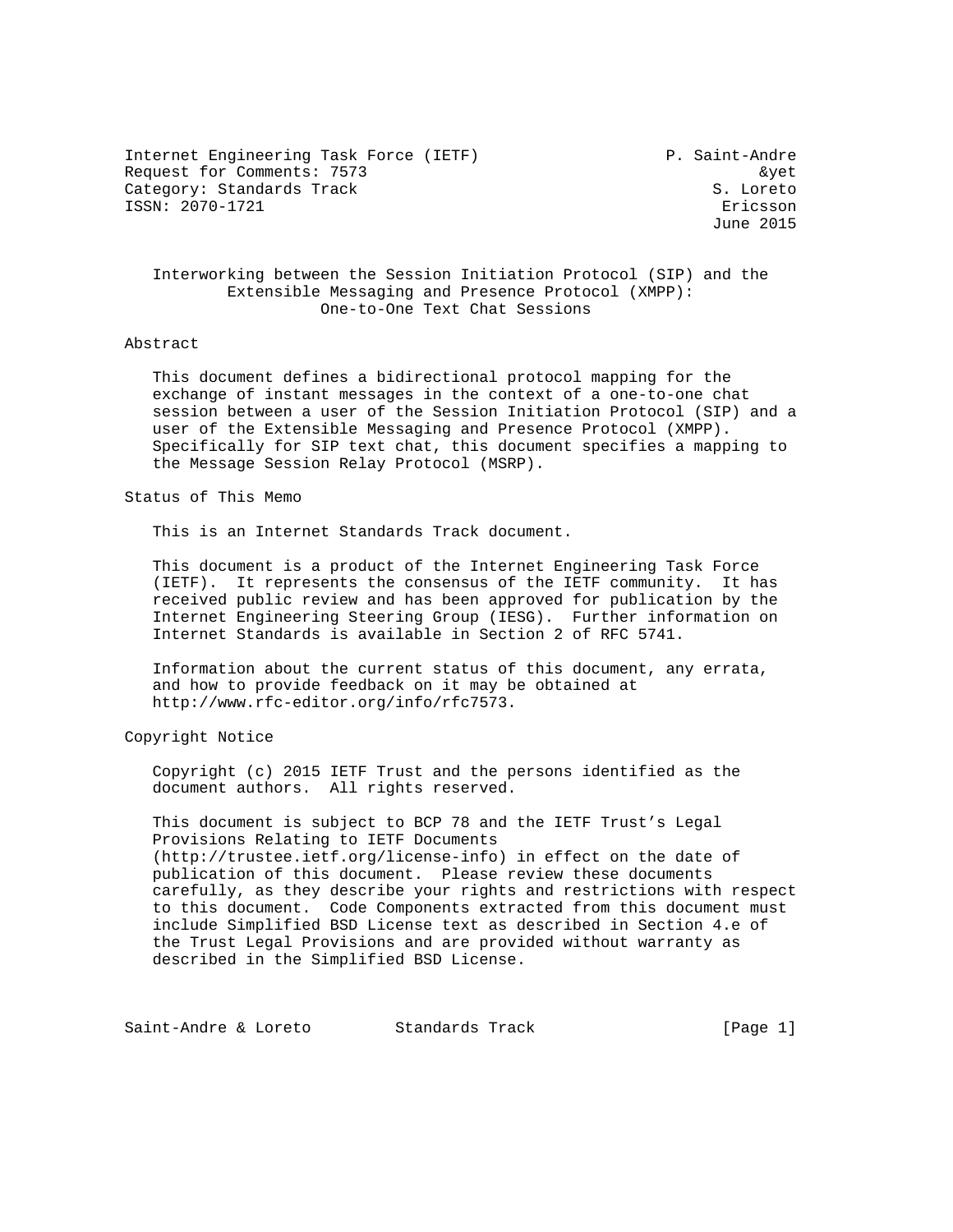Internet Engineering Task Force (IETF) P. Saint-Andre
Request for Comments: 7573 &yet
Category: Standards Track S. Loreto
ISSN: 2070-1721 Ericsson
June 2015

# Interworking between the Session Initiation Protocol (SIP) and the Extensible Messaging and Presence Protocol (XMPP): One-to-One Text Chat Sessions

## Abstract

This document defines a bidirectional protocol mapping for the exchange of instant messages in the context of a one-to-one chat session between a user of the Session Initiation Protocol (SIP) and a user of the Extensible Messaging and Presence Protocol (XMPP). Specifically for SIP text chat, this document specifies a mapping to the Message Session Relay Protocol (MSRP).

## Status of This Memo

This is an Internet Standards Track document.

This document is a product of the Internet Engineering Task Force (IETF). It represents the consensus of the IETF community. It has received public review and has been approved for publication by the Internet Engineering Steering Group (IESG). Further information on Internet Standards is available in Section 2 of RFC 5741.

Information about the current status of this document, any errata, and how to provide feedback on it may be obtained at http://www.rfc-editor.org/info/rfc7573.

## Copyright Notice

Copyright (c) 2015 IETF Trust and the persons identified as the document authors. All rights reserved.

This document is subject to BCP 78 and the IETF Trust's Legal Provisions Relating to IETF Documents (http://trustee.ietf.org/license-info) in effect on the date of publication of this document. Please review these documents carefully, as they describe your rights and restrictions with respect to this document. Code Components extracted from this document must include Simplified BSD License text as described in Section 4.e of the Trust Legal Provisions and are provided without warranty as described in the Simplified BSD License.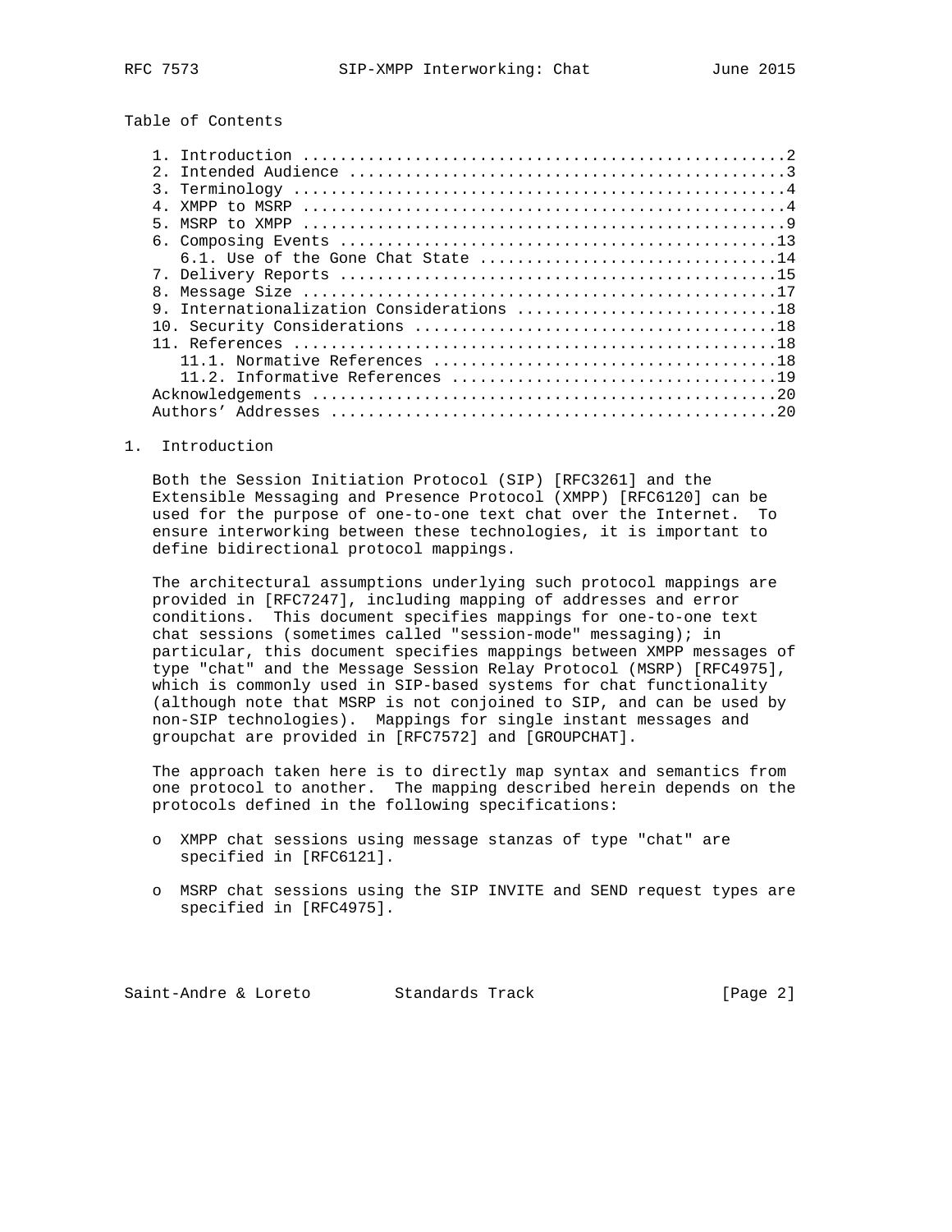Table of Contents

1. Introduction ....................................................2
2. Intended Audience ...............................................3
3. Terminology .....................................................4
4. XMPP to MSRP ....................................................4
5. MSRP to XMPP ....................................................9
6. Composing Events ...............................................13
   6.1. Use of the Gone Chat State ................................14
7. Delivery Reports ...............................................15
8. Message Size ...................................................17
9. Internationalization Considerations ............................18
10. Security Considerations .......................................18
11. References ....................................................18
   11.1. Normative References .....................................18
   11.2. Informative References ...................................19
Acknowledgements ..................................................20
Authors' Addresses ................................................20

## 1. Introduction

Both the Session Initiation Protocol (SIP) [RFC3261] and the Extensible Messaging and Presence Protocol (XMPP) [RFC6120] can be used for the purpose of one-to-one text chat over the Internet. To ensure interworking between these technologies, it is important to define bidirectional protocol mappings.

The architectural assumptions underlying such protocol mappings are provided in [RFC7247], including mapping of addresses and error conditions. This document specifies mappings for one-to-one text chat sessions (sometimes called "session-mode" messaging); in particular, this document specifies mappings between XMPP messages of type "chat" and the Message Session Relay Protocol (MSRP) [RFC4975], which is commonly used in SIP-based systems for chat functionality (although note that MSRP is not conjoined to SIP, and can be used by non-SIP technologies). Mappings for single instant messages and groupchat are provided in [RFC7572] and [GROUPCHAT].

The approach taken here is to directly map syntax and semantics from one protocol to another. The mapping described herein depends on the protocols defined in the following specifications:

- XMPP chat sessions using message stanzas of type "chat" are specified in [RFC6121].
- MSRP chat sessions using the SIP INVITE and SEND request types are specified in [RFC4975].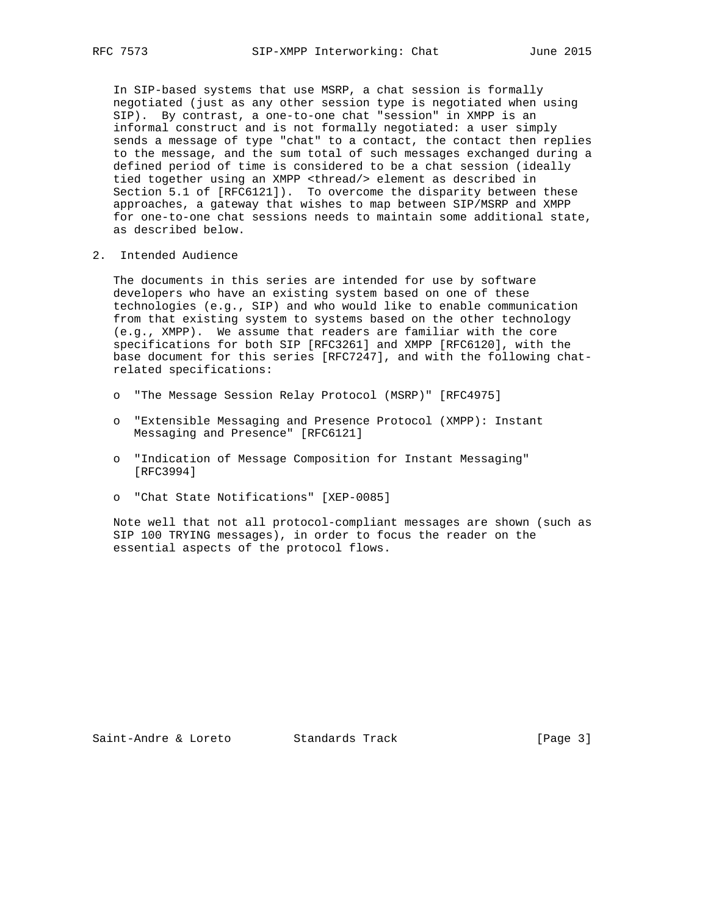In SIP-based systems that use MSRP, a chat session is formally negotiated (just as any other session type is negotiated when using SIP). By contrast, a one-to-one chat "session" in XMPP is an informal construct and is not formally negotiated: a user simply sends a message of type "chat" to a contact, the contact then replies to the message, and the sum total of such messages exchanged during a defined period of time is considered to be a chat session (ideally tied together using an XMPP <thread/> element as described in Section 5.1 of [RFC6121]). To overcome the disparity between these approaches, a gateway that wishes to map between SIP/MSRP and XMPP for one-to-one chat sessions needs to maintain some additional state, as described below.

## 2. Intended Audience

The documents in this series are intended for use by software developers who have an existing system based on one of these technologies (e.g., SIP) and who would like to enable communication from that existing system to systems based on the other technology (e.g., XMPP). We assume that readers are familiar with the core specifications for both SIP [RFC3261] and XMPP [RFC6120], with the base document for this series [RFC7247], and with the following chat-related specifications:

- "The Message Session Relay Protocol (MSRP)" [RFC4975]
- "Extensible Messaging and Presence Protocol (XMPP): Instant Messaging and Presence" [RFC6121]
- "Indication of Message Composition for Instant Messaging" [RFC3994]
- "Chat State Notifications" [XEP-0085]

Note well that not all protocol-compliant messages are shown (such as SIP 100 TRYING messages), in order to focus the reader on the essential aspects of the protocol flows.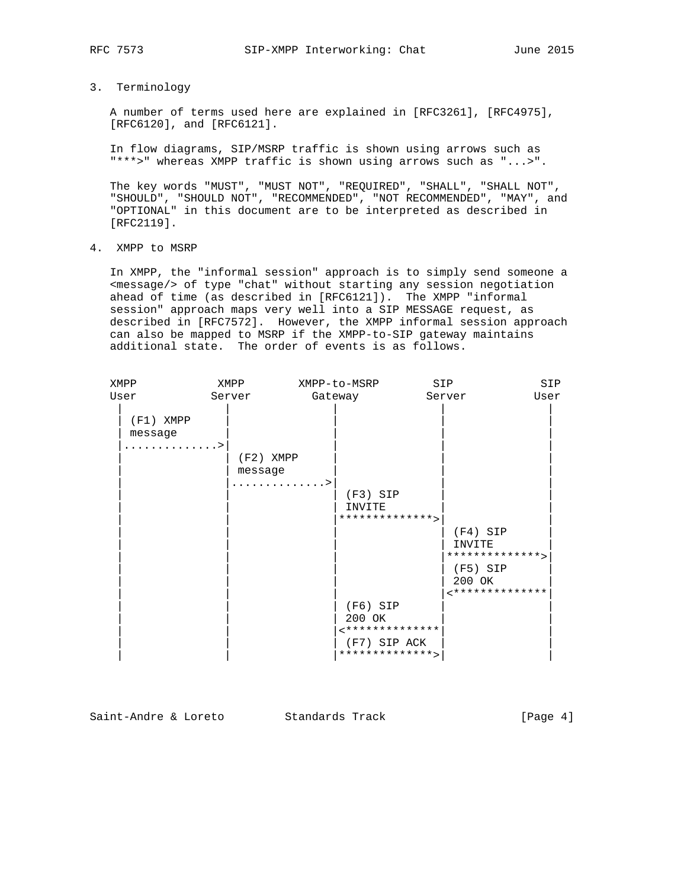## 3. Terminology

A number of terms used here are explained in [RFC3261], [RFC4975], [RFC6120], and [RFC6121].

In flow diagrams, SIP/MSRP traffic is shown using arrows such as "***>" whereas XMPP traffic is shown using arrows such as "...>".

The key words "MUST", "MUST NOT", "REQUIRED", "SHALL", "SHALL NOT", "SHOULD", "SHOULD NOT", "RECOMMENDED", "NOT RECOMMENDED", "MAY", and "OPTIONAL" in this document are to be interpreted as described in [RFC2119].

## 4. XMPP to MSRP

In XMPP, the "informal session" approach is to simply send someone a <message/> of type "chat" without starting any session negotiation ahead of time (as described in [RFC6121]). The XMPP "informal session" approach maps very well into a SIP MESSAGE request, as described in [RFC7572]. However, the XMPP informal session approach can also be mapped to MSRP if the XMPP-to-SIP gateway maintains additional state. The order of events is as follows.

```
XMPP            XMPP        XMPP-to-MSRP        SIP            SIP
User           Server         Gateway          Server          User
  |               |              |               |               |
  | (F1) XMPP     |              |               |               |
  | message       |              |               |               |
  |..............>|              |               |               |
  |               | (F2) XMPP    |               |               |
  |               | message      |               |               |
  |               |.............>|               |               |
  |               |              | (F3) SIP      |               |
  |               |              | INVITE        |               |
  |               |              |**************>|               |
  |               |              |               | (F4) SIP      |
  |               |              |               | INVITE        |
  |               |              |               |**************>|
  |               |              |               | (F5) SIP      |
  |               |              |               | 200 OK        |
  |               |              |               |<**************|
  |               |              | (F6) SIP      |               |
  |               |              | 200 OK        |               |
  |               |              |<**************|               |
  |               |              | (F7) SIP ACK  |               |
  |               |              |**************>|               |
  |               |              |               |               |
```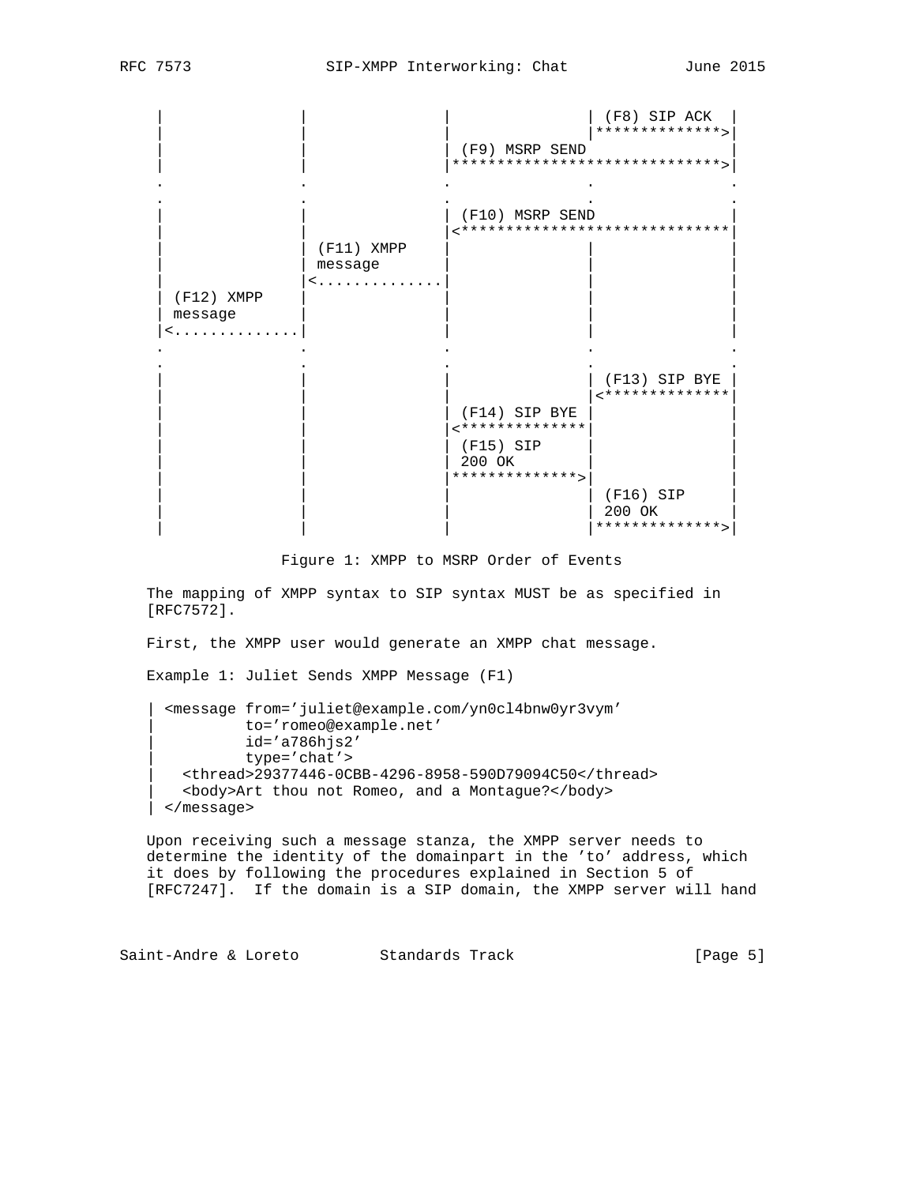```
     |              |              |              | (F8) SIP ACK  |
     |              |              |              |*************>|
     |              |              | (F9) MSRP SEND               |
     |              |              |****************************>|
     .              .              .              .              .
     .              .              .              .              .
     |              |              | (F10) MSRP SEND              |
     |              |              |<*****************************|
     |              | (F11) XMPP   |              |              |
     |              | message      |              |              |
     |              |<.............|              |              |
     | (F12) XMPP   |              |              |              |
     | message      |              |              |              |
     |<.............|              |              |              |
     .              .              .              .              .
     .              .              .              .              .
     |              |              |              | (F13) SIP BYE |
     |              |              |              |<*************|
     |              |              | (F14) SIP BYE |              |
     |              |              |<*************|              |
     |              |              | (F15) SIP    |              |
     |              |              | 200 OK       |              |
     |              |              |*************>|              |
     |              |              |              | (F16) SIP    |
     |              |              |              | 200 OK       |
     |              |              |              |*************>|
```

Figure 1: XMPP to MSRP Order of Events

The mapping of XMPP syntax to SIP syntax MUST be as specified in [RFC7572].

First, the XMPP user would generate an XMPP chat message.

Example 1: Juliet Sends XMPP Message (F1)

```
| <message from='juliet@example.com/yn0cl4bnw0yr3vym'
|          to='romeo@example.net'
|          id='a786hjs2'
|          type='chat'>
|   <thread>29377446-0CBB-4296-8958-590D79094C50</thread>
|   <body>Art thou not Romeo, and a Montague?</body>
| </message>
```

Upon receiving such a message stanza, the XMPP server needs to determine the identity of the domainpart in the 'to' address, which it does by following the procedures explained in Section 5 of [RFC7247]. If the domain is a SIP domain, the XMPP server will hand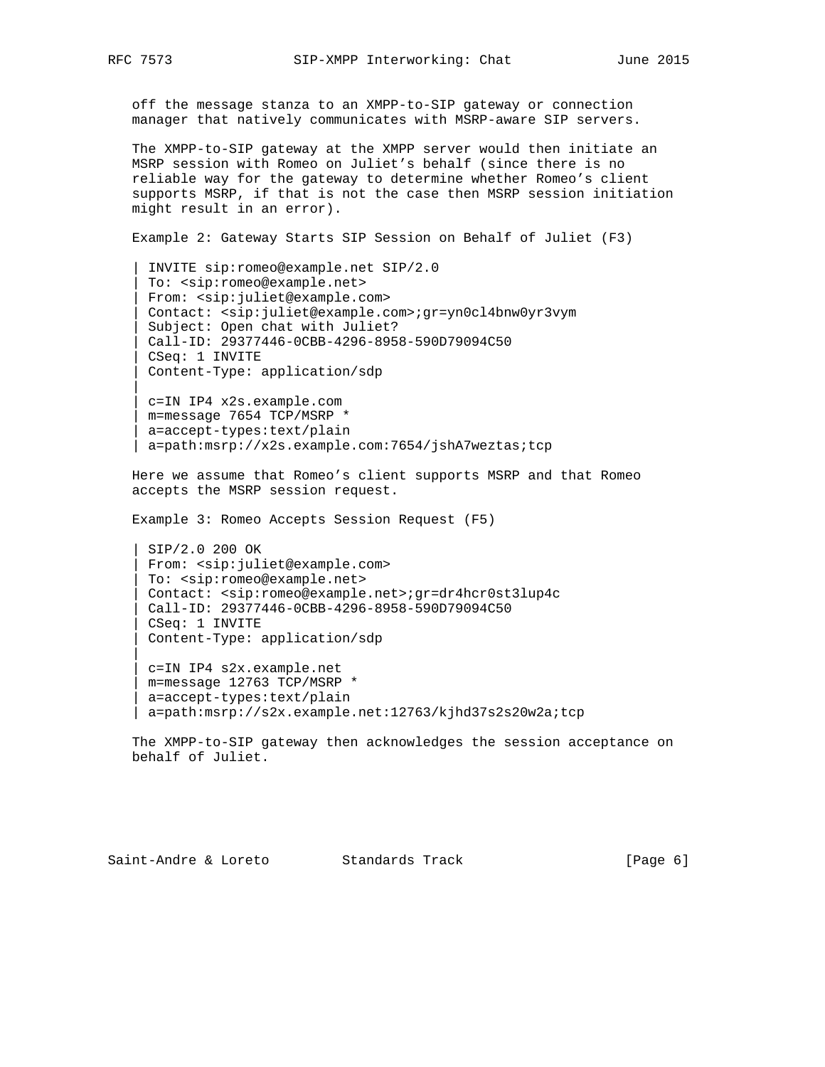off the message stanza to an XMPP-to-SIP gateway or connection manager that natively communicates with MSRP-aware SIP servers.

The XMPP-to-SIP gateway at the XMPP server would then initiate an MSRP session with Romeo on Juliet's behalf (since there is no reliable way for the gateway to determine whether Romeo's client supports MSRP, if that is not the case then MSRP session initiation might result in an error).

Example 2: Gateway Starts SIP Session on Behalf of Juliet (F3)

```
| INVITE sip:romeo@example.net SIP/2.0
| To: <sip:romeo@example.net>
| From: <sip:juliet@example.com>
| Contact: <sip:juliet@example.com>;gr=yn0cl4bnw0yr3vym
| Subject: Open chat with Juliet?
| Call-ID: 29377446-0CBB-4296-8958-590D79094C50
| CSeq: 1 INVITE
| Content-Type: application/sdp
|
| c=IN IP4 x2s.example.com
| m=message 7654 TCP/MSRP *
| a=accept-types:text/plain
| a=path:msrp://x2s.example.com:7654/jshA7weztas;tcp
```

Here we assume that Romeo's client supports MSRP and that Romeo accepts the MSRP session request.

Example 3: Romeo Accepts Session Request (F5)

```
| SIP/2.0 200 OK
| From: <sip:juliet@example.com>
| To: <sip:romeo@example.net>
| Contact: <sip:romeo@example.net>;gr=dr4hcr0st3lup4c
| Call-ID: 29377446-0CBB-4296-8958-590D79094C50
| CSeq: 1 INVITE
| Content-Type: application/sdp
|
| c=IN IP4 s2x.example.net
| m=message 12763 TCP/MSRP *
| a=accept-types:text/plain
| a=path:msrp://s2x.example.net:12763/kjhd37s2s20w2a;tcp
```

The XMPP-to-SIP gateway then acknowledges the session acceptance on behalf of Juliet.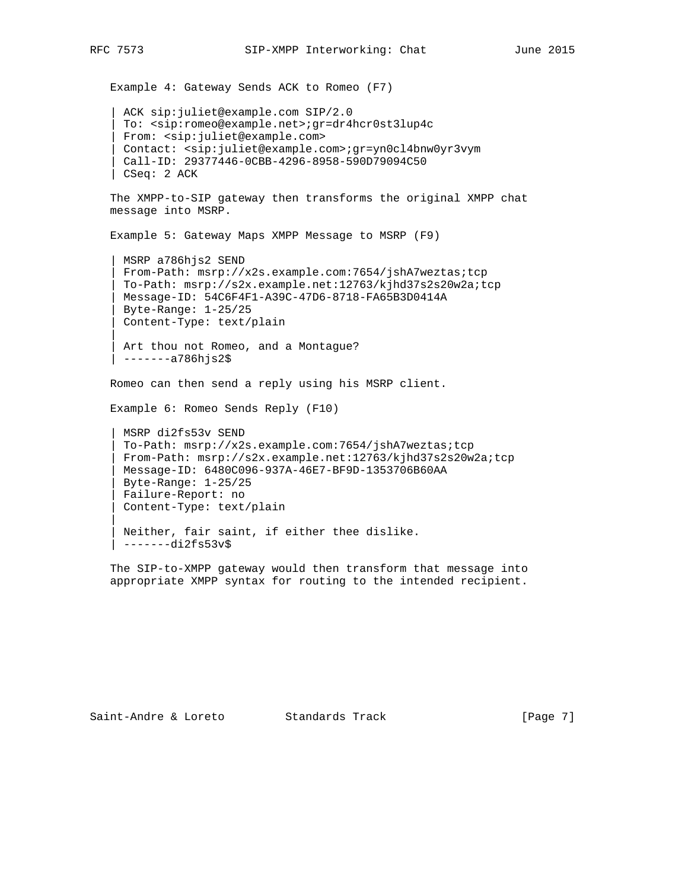Example 4: Gateway Sends ACK to Romeo (F7)

```
| ACK sip:juliet@example.com SIP/2.0
| To: <sip:romeo@example.net>;gr=dr4hcr0st3lup4c
| From: <sip:juliet@example.com>
| Contact: <sip:juliet@example.com>;gr=yn0cl4bnw0yr3vym
| Call-ID: 29377446-0CBB-4296-8958-590D79094C50
| CSeq: 2 ACK
```

The XMPP-to-SIP gateway then transforms the original XMPP chat message into MSRP.

Example 5: Gateway Maps XMPP Message to MSRP (F9)

```
| MSRP a786hjs2 SEND
| From-Path: msrp://x2s.example.com:7654/jshA7weztas;tcp
| To-Path: msrp://s2x.example.net:12763/kjhd37s2s20w2a;tcp
| Message-ID: 54C6F4F1-A39C-47D6-8718-FA65B3D0414A
| Byte-Range: 1-25/25
| Content-Type: text/plain
|
| Art thou not Romeo, and a Montague?
| -------a786hjs2$
```

Romeo can then send a reply using his MSRP client.

Example 6: Romeo Sends Reply (F10)

```
| MSRP di2fs53v SEND
| To-Path: msrp://x2s.example.com:7654/jshA7weztas;tcp
| From-Path: msrp://s2x.example.net:12763/kjhd37s2s20w2a;tcp
| Message-ID: 6480C096-937A-46E7-BF9D-1353706B60AA
| Byte-Range: 1-25/25
| Failure-Report: no
| Content-Type: text/plain
|
| Neither, fair saint, if either thee dislike.
| -------di2fs53v$
```

The SIP-to-XMPP gateway would then transform that message into appropriate XMPP syntax for routing to the intended recipient.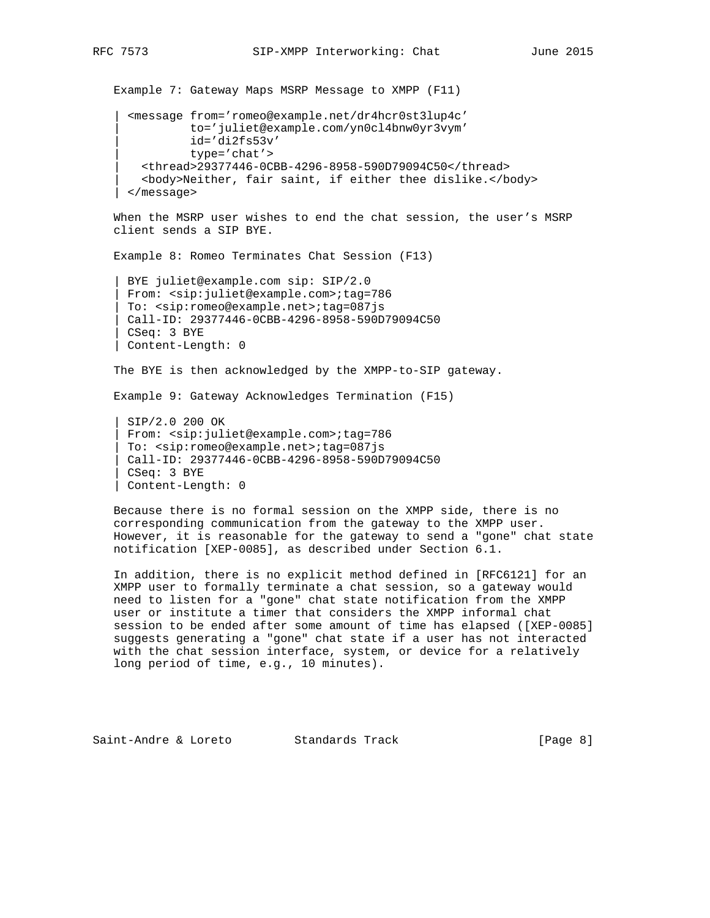Example 7: Gateway Maps MSRP Message to XMPP (F11)

```
| <message from='romeo@example.net/dr4hcr0st3lup4c'
|          to='juliet@example.com/yn0cl4bnw0yr3vym'
|          id='di2fs53v'
|          type='chat'>
|   <thread>29377446-0CBB-4296-8958-590D79094C50</thread>
|   <body>Neither, fair saint, if either thee dislike.</body>
| </message>
```

When the MSRP user wishes to end the chat session, the user's MSRP client sends a SIP BYE.

Example 8: Romeo Terminates Chat Session (F13)

```
| BYE juliet@example.com sip: SIP/2.0
| From: <sip:juliet@example.com>;tag=786
| To: <sip:romeo@example.net>;tag=087js
| Call-ID: 29377446-0CBB-4296-8958-590D79094C50
| CSeq: 3 BYE
| Content-Length: 0
```

The BYE is then acknowledged by the XMPP-to-SIP gateway.

Example 9: Gateway Acknowledges Termination (F15)

```
| SIP/2.0 200 OK
| From: <sip:juliet@example.com>;tag=786
| To: <sip:romeo@example.net>;tag=087js
| Call-ID: 29377446-0CBB-4296-8958-590D79094C50
| CSeq: 3 BYE
| Content-Length: 0
```

Because there is no formal session on the XMPP side, there is no corresponding communication from the gateway to the XMPP user. However, it is reasonable for the gateway to send a "gone" chat state notification [XEP-0085], as described under Section 6.1.

In addition, there is no explicit method defined in [RFC6121] for an XMPP user to formally terminate a chat session, so a gateway would need to listen for a "gone" chat state notification from the XMPP user or institute a timer that considers the XMPP informal chat session to be ended after some amount of time has elapsed ([XEP-0085] suggests generating a "gone" chat state if a user has not interacted with the chat session interface, system, or device for a relatively long period of time, e.g., 10 minutes).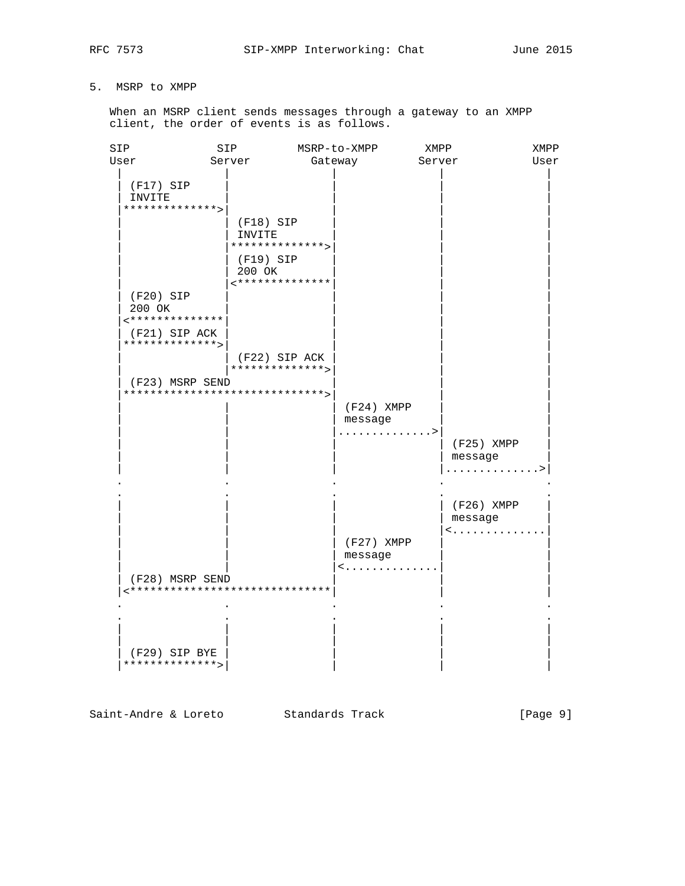## 5. MSRP to XMPP

When an MSRP client sends messages through a gateway to an XMPP client, the order of events is as follows.

```
SIP             SIP        MSRP-to-XMPP       XMPP           XMPP
User           Server        Gateway         Server          User
 |               |              |              |              |
 | (F17) SIP     |              |              |              |
 | INVITE        |              |              |              |
 |**************>|              |              |              |
 |               | (F18) SIP    |              |              |
 |               | INVITE       |              |              |
 |               |**************>|             |              |
 |               | (F19) SIP    |              |              |
 |               | 200 OK       |              |              |
 |               |<**************|             |              |
 | (F20) SIP     |              |              |              |
 | 200 OK        |              |              |              |
 |<**************|              |              |              |
 | (F21) SIP ACK |              |              |              |
 |**************>|              |              |              |
 |               | (F22) SIP ACK |             |              |
 |               |**************>|             |              |
 | (F23) MSRP SEND              |              |              |
 |*****************************>|              |              |
 |               |              | (F24) XMPP   |              |
 |               |              | message      |              |
 |               |              |.............>|              |
 |               |              |              | (F25) XMPP   |
 |               |              |              | message      |
 |               |              |              |.............>|
 .               .              .              .              .
 .               .              .              .              .
 |               |              |              | (F26) XMPP   |
 |               |              |              | message      |
 |               |              |              |<.............|
 |               |              | (F27) XMPP   |              |
 |               |              | message      |              |
 |               |              |<.............|              |
 | (F28) MSRP SEND              |              |              |
 |<*****************************|              |              |
 .               .              .              .              .
 .               .              .              .              .
 |               |              |              |              |
 |               |              |              |              |
 | (F29) SIP BYE |              |              |              |
 |**************>|              |              |              |
```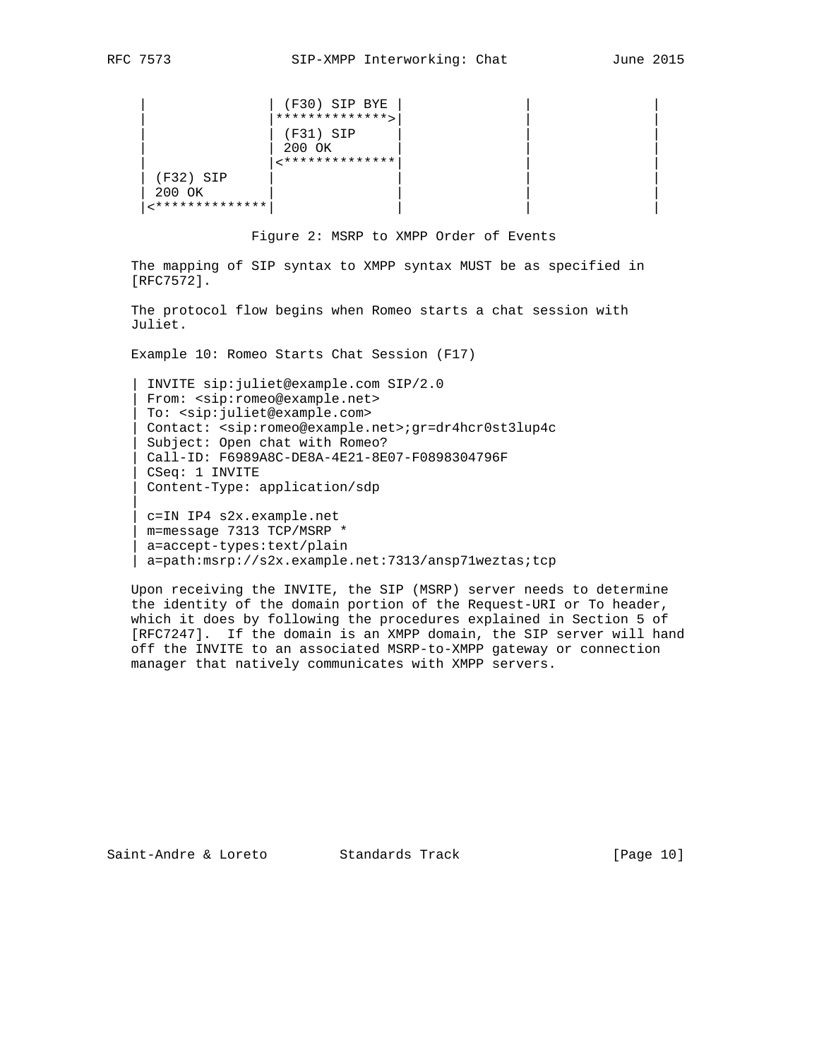```
     |                | (F30) SIP BYE |               |              |
     |                |**************>|               |              |
     |                | (F31) SIP     |               |              |
     |                | 200 OK        |               |              |
     |                |<**************|               |              |
     | (F32) SIP      |               |               |              |
     | 200 OK         |               |               |              |
     |<***************|               |               |              |
```

Figure 2: MSRP to XMPP Order of Events

The mapping of SIP syntax to XMPP syntax MUST be as specified in [RFC7572].

The protocol flow begins when Romeo starts a chat session with Juliet.

Example 10: Romeo Starts Chat Session (F17)

```
| INVITE sip:juliet@example.com SIP/2.0
| From: <sip:romeo@example.net>
| To: <sip:juliet@example.com>
| Contact: <sip:romeo@example.net>;gr=dr4hcr0st3lup4c
| Subject: Open chat with Romeo?
| Call-ID: F6989A8C-DE8A-4E21-8E07-F0898304796F
| CSeq: 1 INVITE
| Content-Type: application/sdp
|
| c=IN IP4 s2x.example.net
| m=message 7313 TCP/MSRP *
| a=accept-types:text/plain
| a=path:msrp://s2x.example.net:7313/ansp71weztas;tcp
```

Upon receiving the INVITE, the SIP (MSRP) server needs to determine the identity of the domain portion of the Request-URI or To header, which it does by following the procedures explained in Section 5 of [RFC7247]. If the domain is an XMPP domain, the SIP server will hand off the INVITE to an associated MSRP-to-XMPP gateway or connection manager that natively communicates with XMPP servers.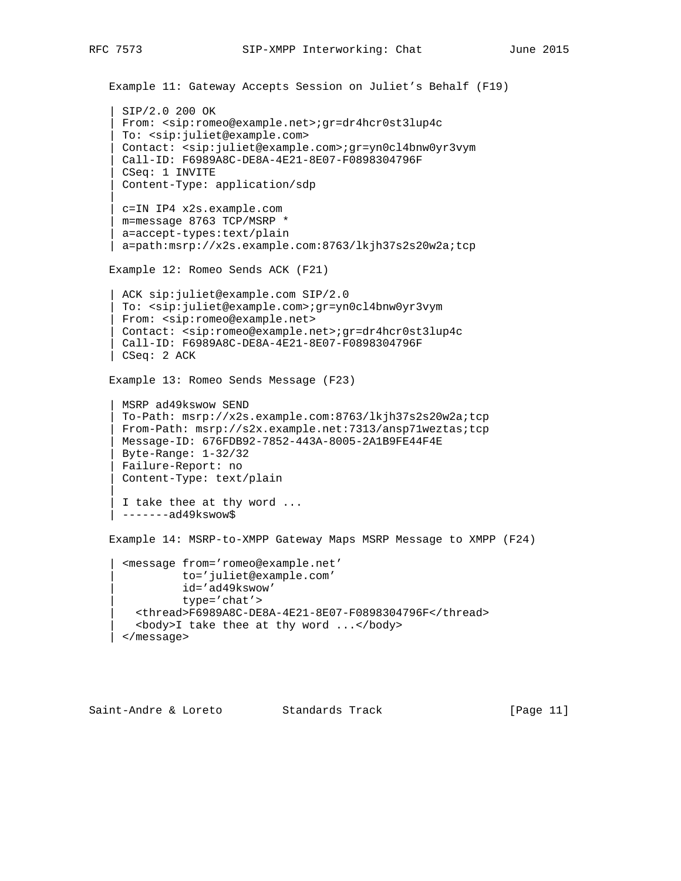Example 11: Gateway Accepts Session on Juliet's Behalf (F19)

```
| SIP/2.0 200 OK
| From: <sip:romeo@example.net>;gr=dr4hcr0st3lup4c
| To: <sip:juliet@example.com>
| Contact: <sip:juliet@example.com>;gr=yn0cl4bnw0yr3vym
| Call-ID: F6989A8C-DE8A-4E21-8E07-F0898304796F
| CSeq: 1 INVITE
| Content-Type: application/sdp
|
| c=IN IP4 x2s.example.com
| m=message 8763 TCP/MSRP *
| a=accept-types:text/plain
| a=path:msrp://x2s.example.com:8763/lkjh37s2s20w2a;tcp
```

Example 12: Romeo Sends ACK (F21)

```
| ACK sip:juliet@example.com SIP/2.0
| To: <sip:juliet@example.com>;gr=yn0cl4bnw0yr3vym
| From: <sip:romeo@example.net>
| Contact: <sip:romeo@example.net>;gr=dr4hcr0st3lup4c
| Call-ID: F6989A8C-DE8A-4E21-8E07-F0898304796F
| CSeq: 2 ACK
```

Example 13: Romeo Sends Message (F23)

```
| MSRP ad49kswow SEND
| To-Path: msrp://x2s.example.com:8763/lkjh37s2s20w2a;tcp
| From-Path: msrp://s2x.example.net:7313/ansp71weztas;tcp
| Message-ID: 676FDB92-7852-443A-8005-2A1B9FE44F4E
| Byte-Range: 1-32/32
| Failure-Report: no
| Content-Type: text/plain
|
| I take thee at thy word ...
| -------ad49kswow$
```

Example 14: MSRP-to-XMPP Gateway Maps MSRP Message to XMPP (F24)

```
| <message from='romeo@example.net'
|          to='juliet@example.com'
|          id='ad49kswow'
|          type='chat'>
|   <thread>F6989A8C-DE8A-4E21-8E07-F0898304796F</thread>
|   <body>I take thee at thy word ...</body>
| </message>
```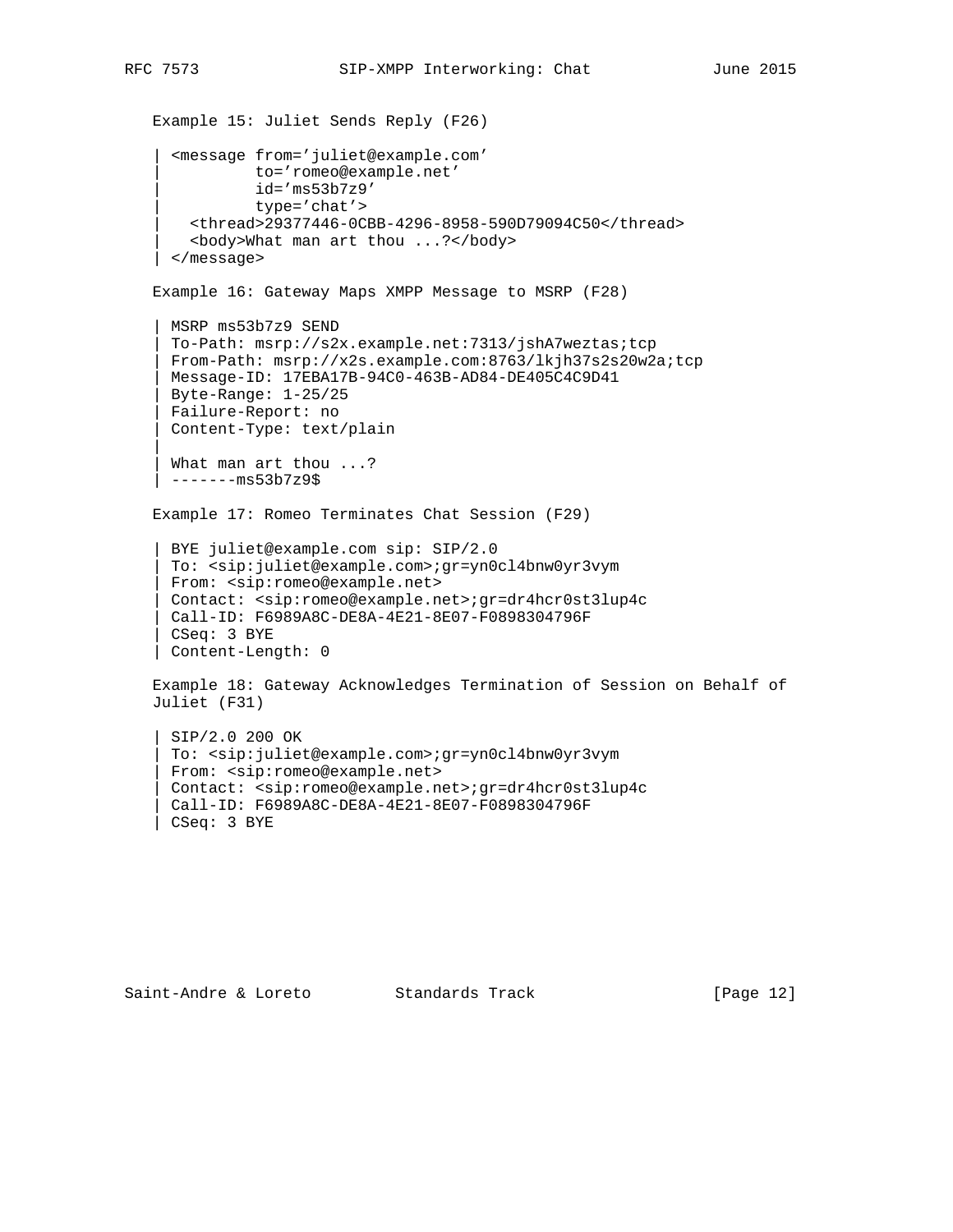Example 15: Juliet Sends Reply (F26)

```
| <message from='juliet@example.com'
|          to='romeo@example.net'
|          id='ms53b7z9'
|          type='chat'>
|   <thread>29377446-0CBB-4296-8958-590D79094C50</thread>
|   <body>What man art thou ...?</body>
| </message>
```

Example 16: Gateway Maps XMPP Message to MSRP (F28)

```
| MSRP ms53b7z9 SEND
| To-Path: msrp://s2x.example.net:7313/jshA7weztas;tcp
| From-Path: msrp://x2s.example.com:8763/lkjh37s2s20w2a;tcp
| Message-ID: 17EBA17B-94C0-463B-AD84-DE405C4C9D41
| Byte-Range: 1-25/25
| Failure-Report: no
| Content-Type: text/plain
|
| What man art thou ...?
| -------ms53b7z9$
```

Example 17: Romeo Terminates Chat Session (F29)

```
| BYE juliet@example.com sip: SIP/2.0
| To: <sip:juliet@example.com>;gr=yn0cl4bnw0yr3vym
| From: <sip:romeo@example.net>
| Contact: <sip:romeo@example.net>;gr=dr4hcr0st3lup4c
| Call-ID: F6989A8C-DE8A-4E21-8E07-F0898304796F
| CSeq: 3 BYE
| Content-Length: 0
```

Example 18: Gateway Acknowledges Termination of Session on Behalf of Juliet (F31)

```
| SIP/2.0 200 OK
| To: <sip:juliet@example.com>;gr=yn0cl4bnw0yr3vym
| From: <sip:romeo@example.net>
| Contact: <sip:romeo@example.net>;gr=dr4hcr0st3lup4c
| Call-ID: F6989A8C-DE8A-4E21-8E07-F0898304796F
| CSeq: 3 BYE
```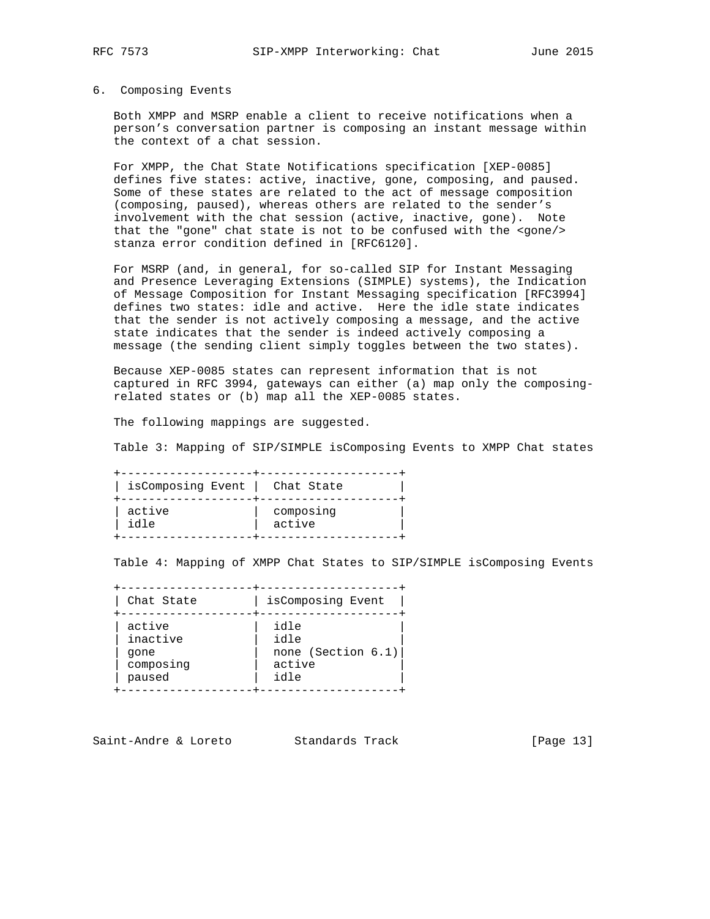## 6. Composing Events

Both XMPP and MSRP enable a client to receive notifications when a person's conversation partner is composing an instant message within the context of a chat session.

For XMPP, the Chat State Notifications specification [XEP-0085] defines five states: active, inactive, gone, composing, and paused. Some of these states are related to the act of message composition (composing, paused), whereas others are related to the sender's involvement with the chat session (active, inactive, gone). Note that the "gone" chat state is not to be confused with the <gone/> stanza error condition defined in [RFC6120].

For MSRP (and, in general, for so-called SIP for Instant Messaging and Presence Leveraging Extensions (SIMPLE) systems), the Indication of Message Composition for Instant Messaging specification [RFC3994] defines two states: idle and active. Here the idle state indicates that the sender is not actively composing a message, and the active state indicates that the sender is indeed actively composing a message (the sending client simply toggles between the two states).

Because XEP-0085 states can represent information that is not captured in RFC 3994, gateways can either (a) map only the composing-related states or (b) map all the XEP-0085 states.

The following mappings are suggested.

Table 3: Mapping of SIP/SIMPLE isComposing Events to XMPP Chat states

| isComposing Event | Chat State |
|---|---|
| active | composing |
| idle | active |

Table 4: Mapping of XMPP Chat States to SIP/SIMPLE isComposing Events

| Chat State | isComposing Event |
|---|---|
| active | idle |
| inactive | idle |
| gone | none (Section 6.1) |
| composing | active |
| paused | idle |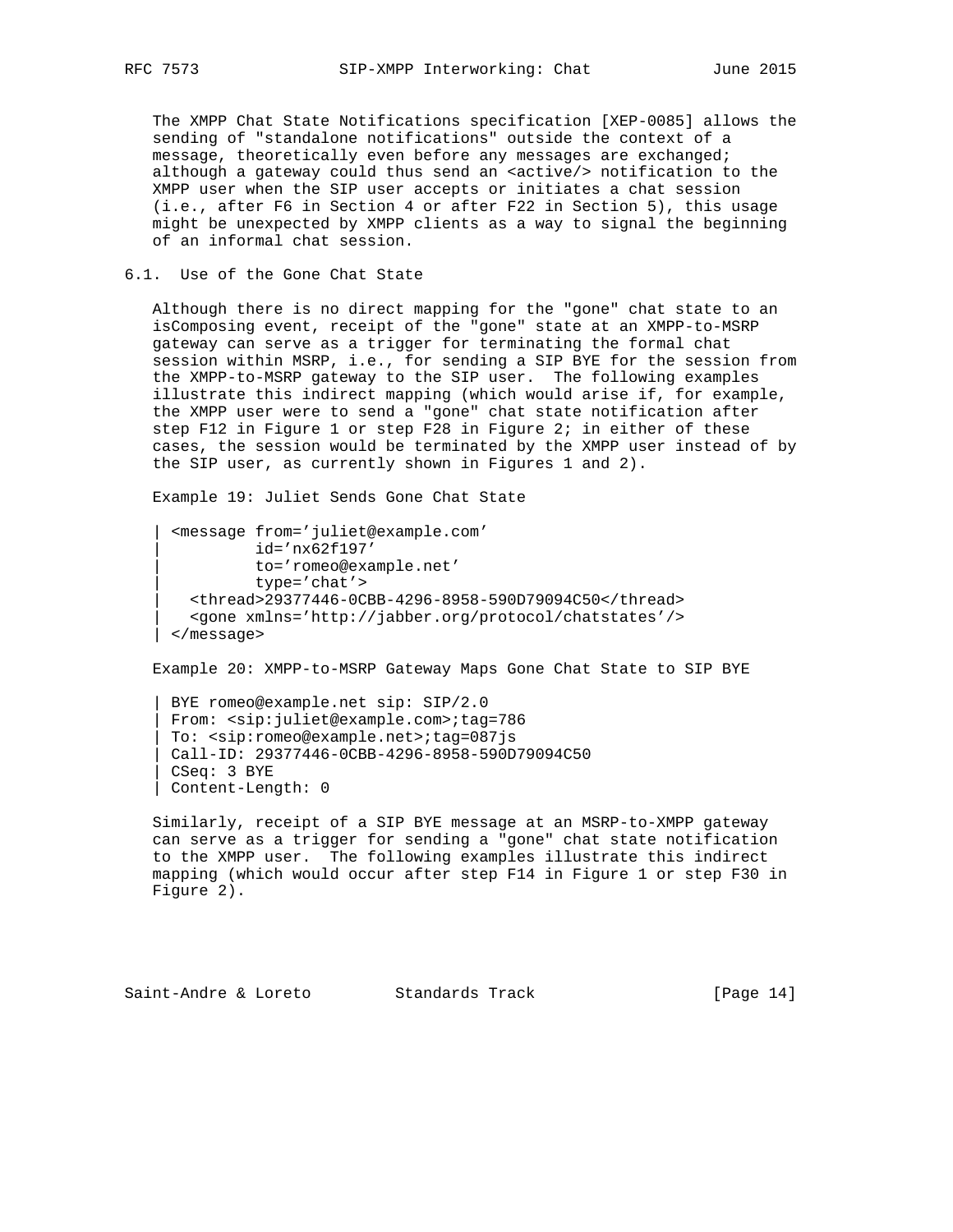The XMPP Chat State Notifications specification [XEP-0085] allows the sending of "standalone notifications" outside the context of a message, theoretically even before any messages are exchanged; although a gateway could thus send an <active/> notification to the XMPP user when the SIP user accepts or initiates a chat session (i.e., after F6 in Section 4 or after F22 in Section 5), this usage might be unexpected by XMPP clients as a way to signal the beginning of an informal chat session.

## 6.1. Use of the Gone Chat State

Although there is no direct mapping for the "gone" chat state to an isComposing event, receipt of the "gone" state at an XMPP-to-MSRP gateway can serve as a trigger for terminating the formal chat session within MSRP, i.e., for sending a SIP BYE for the session from the XMPP-to-MSRP gateway to the SIP user. The following examples illustrate this indirect mapping (which would arise if, for example, the XMPP user were to send a "gone" chat state notification after step F12 in Figure 1 or step F28 in Figure 2; in either of these cases, the session would be terminated by the XMPP user instead of by the SIP user, as currently shown in Figures 1 and 2).

Example 19: Juliet Sends Gone Chat State

```
| <message from='juliet@example.com'
|          id='nx62f197'
|          to='romeo@example.net'
|          type='chat'>
|   <thread>29377446-0CBB-4296-8958-590D79094C50</thread>
|   <gone xmlns='http://jabber.org/protocol/chatstates'/>
| </message>
```

Example 20: XMPP-to-MSRP Gateway Maps Gone Chat State to SIP BYE

```
| BYE romeo@example.net sip: SIP/2.0
| From: <sip:juliet@example.com>;tag=786
| To: <sip:romeo@example.net>;tag=087js
| Call-ID: 29377446-0CBB-4296-8958-590D79094C50
| CSeq: 3 BYE
| Content-Length: 0
```

Similarly, receipt of a SIP BYE message at an MSRP-to-XMPP gateway can serve as a trigger for sending a "gone" chat state notification to the XMPP user. The following examples illustrate this indirect mapping (which would occur after step F14 in Figure 1 or step F30 in Figure 2).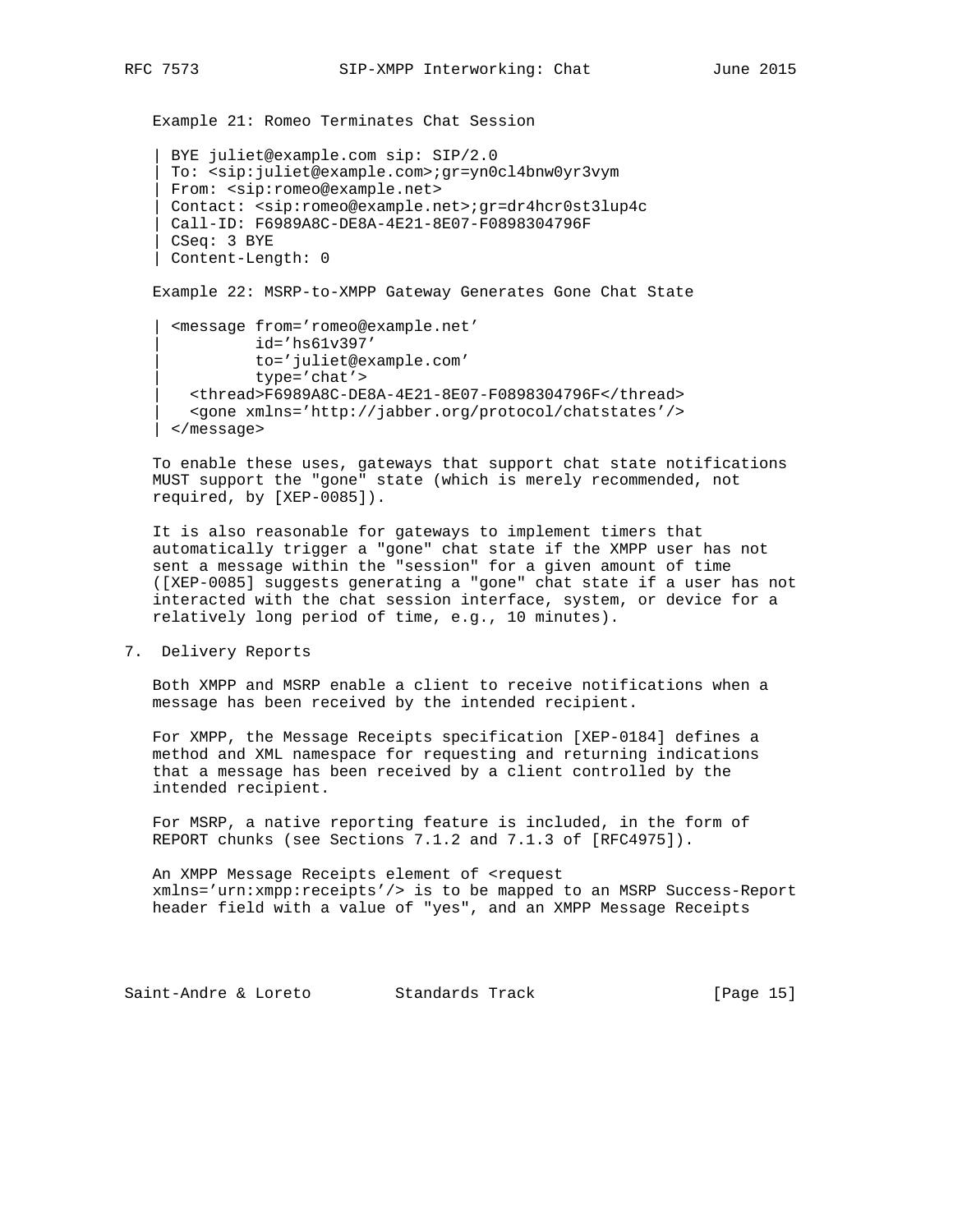Example 21: Romeo Terminates Chat Session

```
| BYE juliet@example.com sip: SIP/2.0
| To: <sip:juliet@example.com>;gr=yn0cl4bnw0yr3vym
| From: <sip:romeo@example.net>
| Contact: <sip:romeo@example.net>;gr=dr4hcr0st3lup4c
| Call-ID: F6989A8C-DE8A-4E21-8E07-F0898304796F
| CSeq: 3 BYE
| Content-Length: 0
```

Example 22: MSRP-to-XMPP Gateway Generates Gone Chat State

```
| <message from='romeo@example.net'
|          id='hs61v397'
|          to='juliet@example.com'
|          type='chat'>
|   <thread>F6989A8C-DE8A-4E21-8E07-F0898304796F</thread>
|   <gone xmlns='http://jabber.org/protocol/chatstates'/>
| </message>
```

To enable these uses, gateways that support chat state notifications MUST support the "gone" state (which is merely recommended, not required, by [XEP-0085]).

It is also reasonable for gateways to implement timers that automatically trigger a "gone" chat state if the XMPP user has not sent a message within the "session" for a given amount of time ([XEP-0085] suggests generating a "gone" chat state if a user has not interacted with the chat session interface, system, or device for a relatively long period of time, e.g., 10 minutes).

## 7. Delivery Reports

Both XMPP and MSRP enable a client to receive notifications when a message has been received by the intended recipient.

For XMPP, the Message Receipts specification [XEP-0184] defines a method and XML namespace for requesting and returning indications that a message has been received by a client controlled by the intended recipient.

For MSRP, a native reporting feature is included, in the form of REPORT chunks (see Sections 7.1.2 and 7.1.3 of [RFC4975]).

An XMPP Message Receipts element of <request xmlns='urn:xmpp:receipts'/> is to be mapped to an MSRP Success-Report header field with a value of "yes", and an XMPP Message Receipts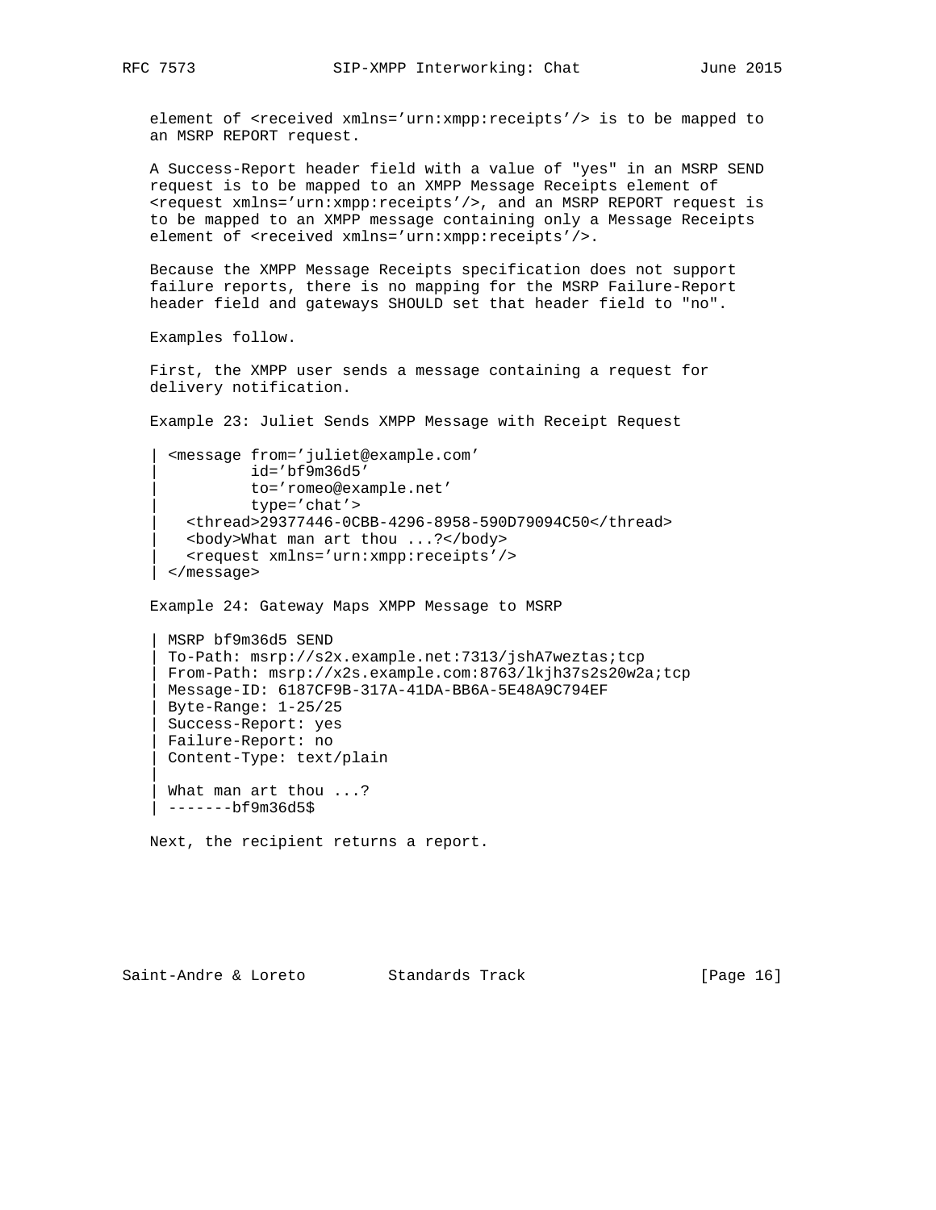element of <received xmlns='urn:xmpp:receipts'/> is to be mapped to an MSRP REPORT request.

A Success-Report header field with a value of "yes" in an MSRP SEND request is to be mapped to an XMPP Message Receipts element of <request xmlns='urn:xmpp:receipts'/>, and an MSRP REPORT request is to be mapped to an XMPP message containing only a Message Receipts element of <received xmlns='urn:xmpp:receipts'/>.

Because the XMPP Message Receipts specification does not support failure reports, there is no mapping for the MSRP Failure-Report header field and gateways SHOULD set that header field to "no".

Examples follow.

First, the XMPP user sends a message containing a request for delivery notification.

Example 23: Juliet Sends XMPP Message with Receipt Request

```
| <message from='juliet@example.com'
|          id='bf9m36d5'
|          to='romeo@example.net'
|          type='chat'>
|   <thread>29377446-0CBB-4296-8958-590D79094C50</thread>
|   <body>What man art thou ...?</body>
|   <request xmlns='urn:xmpp:receipts'/>
| </message>
```

Example 24: Gateway Maps XMPP Message to MSRP

```
| MSRP bf9m36d5 SEND
| To-Path: msrp://s2x.example.net:7313/jshA7weztas;tcp
| From-Path: msrp://x2s.example.com:8763/lkjh37s2s20w2a;tcp
| Message-ID: 6187CF9B-317A-41DA-BB6A-5E48A9C794EF
| Byte-Range: 1-25/25
| Success-Report: yes
| Failure-Report: no
| Content-Type: text/plain
|
| What man art thou ...?
| -------bf9m36d5$
```

Next, the recipient returns a report.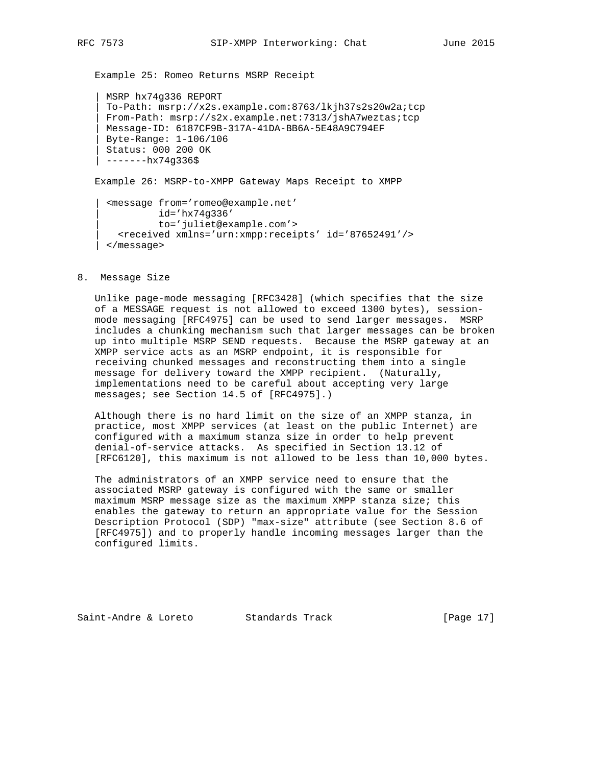Example 25: Romeo Returns MSRP Receipt

```
| MSRP hx74g336 REPORT
| To-Path: msrp://x2s.example.com:8763/lkjh37s2s20w2a;tcp
| From-Path: msrp://s2x.example.net:7313/jshA7weztas;tcp
| Message-ID: 6187CF9B-317A-41DA-BB6A-5E48A9C794EF
| Byte-Range: 1-106/106
| Status: 000 200 OK
| -------hx74g336$
```

Example 26: MSRP-to-XMPP Gateway Maps Receipt to XMPP

```
| <message from='romeo@example.net'
|          id='hx74g336'
|          to='juliet@example.com'>
|   <received xmlns='urn:xmpp:receipts' id='87652491'/>
| </message>
```

## 8. Message Size

Unlike page-mode messaging [RFC3428] (which specifies that the size of a MESSAGE request is not allowed to exceed 1300 bytes), session-mode messaging [RFC4975] can be used to send larger messages. MSRP includes a chunking mechanism such that larger messages can be broken up into multiple MSRP SEND requests. Because the MSRP gateway at an XMPP service acts as an MSRP endpoint, it is responsible for receiving chunked messages and reconstructing them into a single message for delivery toward the XMPP recipient. (Naturally, implementations need to be careful about accepting very large messages; see Section 14.5 of [RFC4975].)

Although there is no hard limit on the size of an XMPP stanza, in practice, most XMPP services (at least on the public Internet) are configured with a maximum stanza size in order to help prevent denial-of-service attacks. As specified in Section 13.12 of [RFC6120], this maximum is not allowed to be less than 10,000 bytes.

The administrators of an XMPP service need to ensure that the associated MSRP gateway is configured with the same or smaller maximum MSRP message size as the maximum XMPP stanza size; this enables the gateway to return an appropriate value for the Session Description Protocol (SDP) "max-size" attribute (see Section 8.6 of [RFC4975]) and to properly handle incoming messages larger than the configured limits.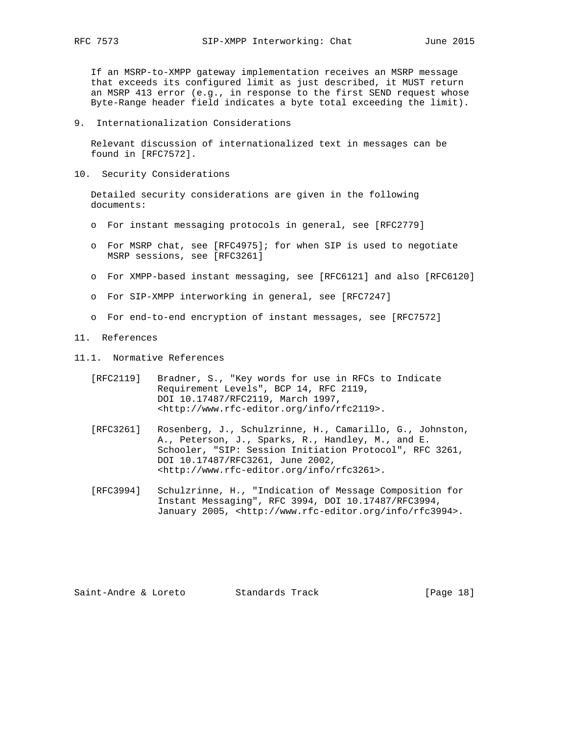If an MSRP-to-XMPP gateway implementation receives an MSRP message that exceeds its configured limit as just described, it MUST return an MSRP 413 error (e.g., in response to the first SEND request whose Byte-Range header field indicates a byte total exceeding the limit).

## 9. Internationalization Considerations

Relevant discussion of internationalized text in messages can be found in [RFC7572].

## 10. Security Considerations

Detailed security considerations are given in the following documents:

- For instant messaging protocols in general, see [RFC2779]
- For MSRP chat, see [RFC4975]; for when SIP is used to negotiate MSRP sessions, see [RFC3261]
- For XMPP-based instant messaging, see [RFC6121] and also [RFC6120]
- For SIP-XMPP interworking in general, see [RFC7247]
- For end-to-end encryption of instant messages, see [RFC7572]

## 11. References

### 11.1. Normative References

[RFC2119] Bradner, S., "Key words for use in RFCs to Indicate Requirement Levels", BCP 14, RFC 2119, DOI 10.17487/RFC2119, March 1997, <http://www.rfc-editor.org/info/rfc2119>.

[RFC3261] Rosenberg, J., Schulzrinne, H., Camarillo, G., Johnston, A., Peterson, J., Sparks, R., Handley, M., and E. Schooler, "SIP: Session Initiation Protocol", RFC 3261, DOI 10.17487/RFC3261, June 2002, <http://www.rfc-editor.org/info/rfc3261>.

[RFC3994] Schulzrinne, H., "Indication of Message Composition for Instant Messaging", RFC 3994, DOI 10.17487/RFC3994, January 2005, <http://www.rfc-editor.org/info/rfc3994>.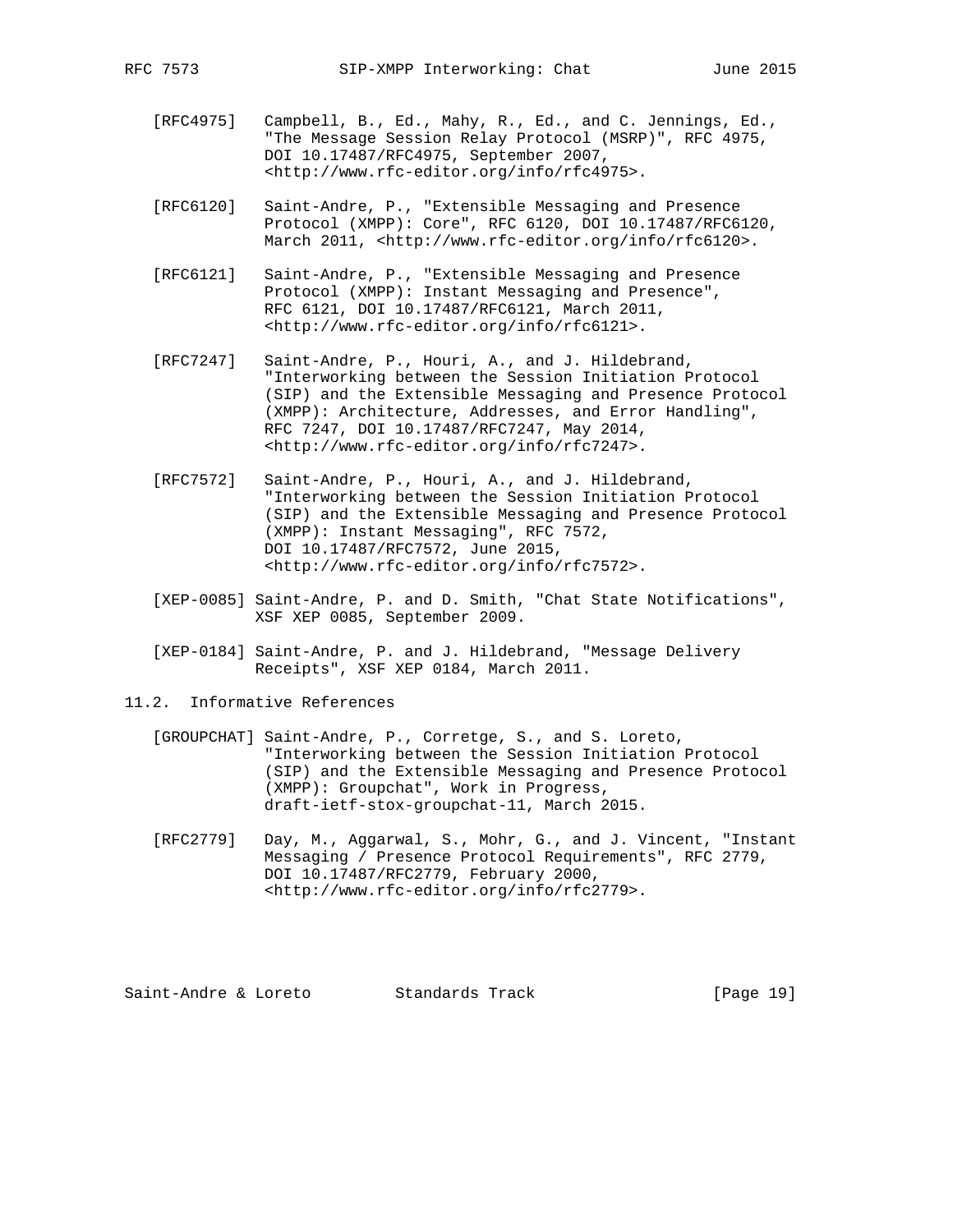[RFC4975] Campbell, B., Ed., Mahy, R., Ed., and C. Jennings, Ed., "The Message Session Relay Protocol (MSRP)", RFC 4975, DOI 10.17487/RFC4975, September 2007, <http://www.rfc-editor.org/info/rfc4975>.

[RFC6120] Saint-Andre, P., "Extensible Messaging and Presence Protocol (XMPP): Core", RFC 6120, DOI 10.17487/RFC6120, March 2011, <http://www.rfc-editor.org/info/rfc6120>.

[RFC6121] Saint-Andre, P., "Extensible Messaging and Presence Protocol (XMPP): Instant Messaging and Presence", RFC 6121, DOI 10.17487/RFC6121, March 2011, <http://www.rfc-editor.org/info/rfc6121>.

[RFC7247] Saint-Andre, P., Houri, A., and J. Hildebrand, "Interworking between the Session Initiation Protocol (SIP) and the Extensible Messaging and Presence Protocol (XMPP): Architecture, Addresses, and Error Handling", RFC 7247, DOI 10.17487/RFC7247, May 2014, <http://www.rfc-editor.org/info/rfc7247>.

[RFC7572] Saint-Andre, P., Houri, A., and J. Hildebrand, "Interworking between the Session Initiation Protocol (SIP) and the Extensible Messaging and Presence Protocol (XMPP): Instant Messaging", RFC 7572, DOI 10.17487/RFC7572, June 2015, <http://www.rfc-editor.org/info/rfc7572>.

[XEP-0085] Saint-Andre, P. and D. Smith, "Chat State Notifications", XSF XEP 0085, September 2009.

[XEP-0184] Saint-Andre, P. and J. Hildebrand, "Message Delivery Receipts", XSF XEP 0184, March 2011.

## 11.2. Informative References

[GROUPCHAT] Saint-Andre, P., Corretge, S., and S. Loreto, "Interworking between the Session Initiation Protocol (SIP) and the Extensible Messaging and Presence Protocol (XMPP): Groupchat", Work in Progress, draft-ietf-stox-groupchat-11, March 2015.

[RFC2779] Day, M., Aggarwal, S., Mohr, G., and J. Vincent, "Instant Messaging / Presence Protocol Requirements", RFC 2779, DOI 10.17487/RFC2779, February 2000, <http://www.rfc-editor.org/info/rfc2779>.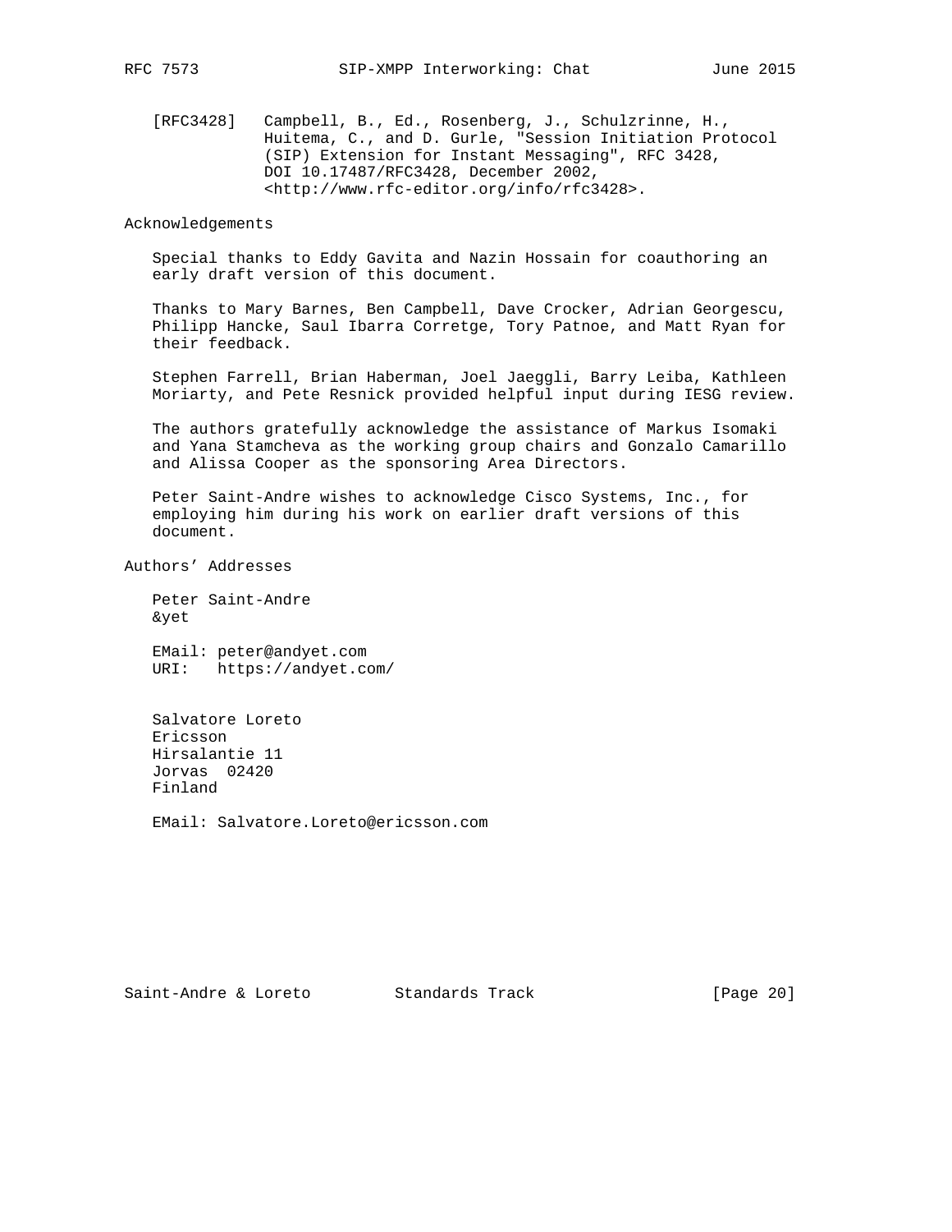[RFC3428] Campbell, B., Ed., Rosenberg, J., Schulzrinne, H., Huitema, C., and D. Gurle, "Session Initiation Protocol (SIP) Extension for Instant Messaging", RFC 3428, DOI 10.17487/RFC3428, December 2002, <http://www.rfc-editor.org/info/rfc3428>.

## Acknowledgements

Special thanks to Eddy Gavita and Nazin Hossain for coauthoring an early draft version of this document.

Thanks to Mary Barnes, Ben Campbell, Dave Crocker, Adrian Georgescu, Philipp Hancke, Saul Ibarra Corretge, Tory Patnoe, and Matt Ryan for their feedback.

Stephen Farrell, Brian Haberman, Joel Jaeggli, Barry Leiba, Kathleen Moriarty, and Pete Resnick provided helpful input during IESG review.

The authors gratefully acknowledge the assistance of Markus Isomaki and Yana Stamcheva as the working group chairs and Gonzalo Camarillo and Alissa Cooper as the sponsoring Area Directors.

Peter Saint-Andre wishes to acknowledge Cisco Systems, Inc., for employing him during his work on earlier draft versions of this document.

## Authors' Addresses

Peter Saint-Andre
&yet

EMail: peter@andyet.com
URI: https://andyet.com/

Salvatore Loreto
Ericsson
Hirsalantie 11
Jorvas 02420
Finland

EMail: Salvatore.Loreto@ericsson.com